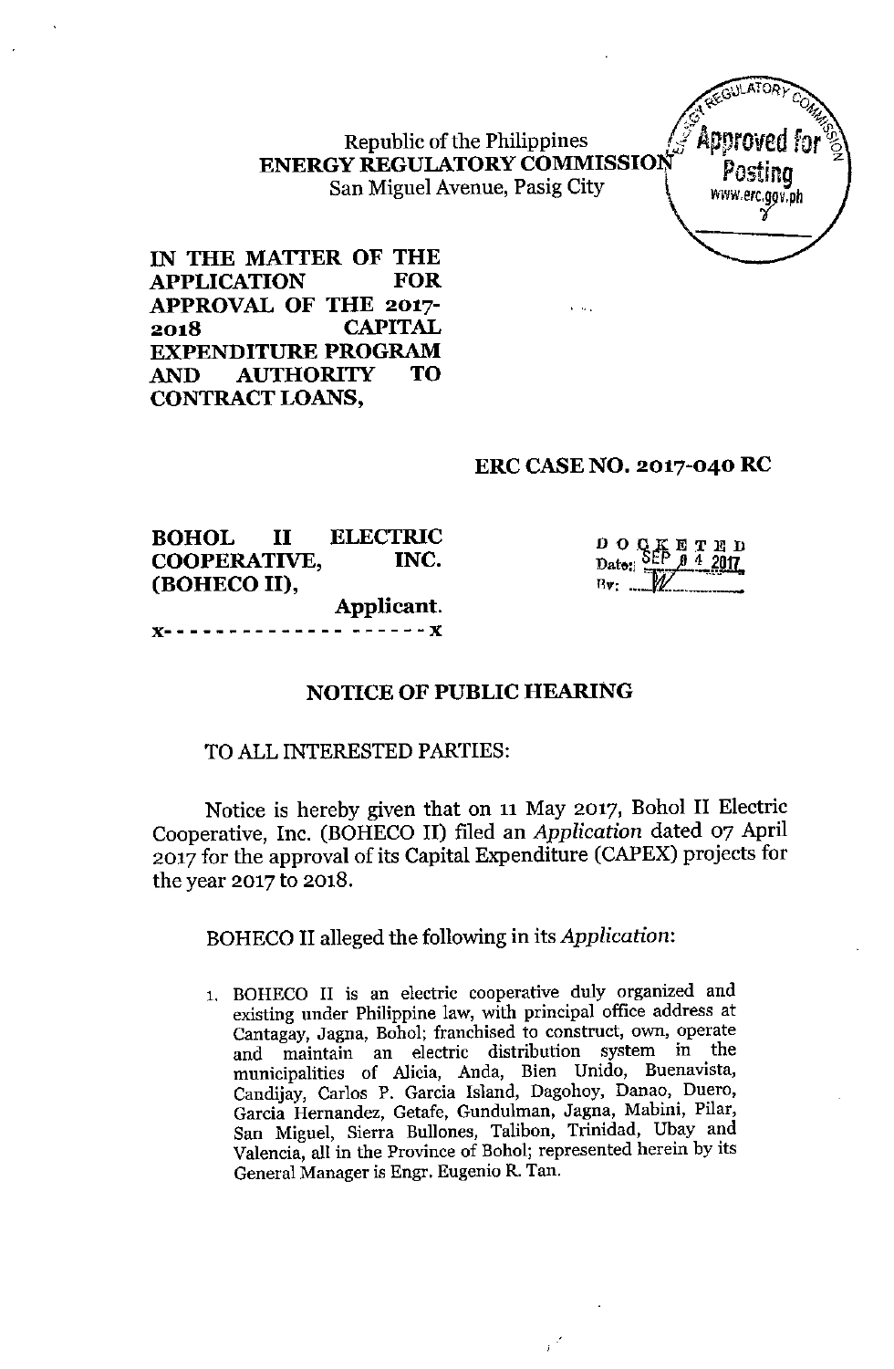Republic of the Philippines
**ENERGY REGULATORY COMMISSION**
San Miguel Avenue, Pasig City

Approved for Posting
www.erc.gov.ph

**IN THE MATTER OF THE APPLICATION FOR APPROVAL OF THE 2017-2018 CAPITAL EXPENDITURE PROGRAM AND AUTHORITY TO CONTRACT LOANS,**

**ERC CASE NO. 2017-040 RC**

**BOHOL II ELECTRIC COOPERATIVE, INC. (BOHECO II),**
**Applicant.**
x- - - - - - - - - - - - - - - - - - - x

DOCKETED
Date: SEP 04 2017
By: W

## NOTICE OF PUBLIC HEARING

TO ALL INTERESTED PARTIES:

Notice is hereby given that on 11 May 2017, Bohol II Electric Cooperative, Inc. (BOHECO II) filed an *Application* dated 07 April 2017 for the approval of its Capital Expenditure (CAPEX) projects for the year 2017 to 2018.

BOHECO II alleged the following in its *Application*:

1. BOHECO II is an electric cooperative duly organized and existing under Philippine law, with principal office address at Cantagay, Jagna, Bohol; franchised to construct, own, operate and maintain an electric distribution system in the municipalities of Alicia, Anda, Bien Unido, Buenavista, Candijay, Carlos P. Garcia Island, Dagohoy, Danao, Duero, Garcia Hernandez, Getafe, Gundulman, Jagna, Mabini, Pilar, San Miguel, Sierra Bullones, Talibon, Trinidad, Ubay and Valencia, all in the Province of Bohol; represented herein by its General Manager is Engr. Eugenio R. Tan.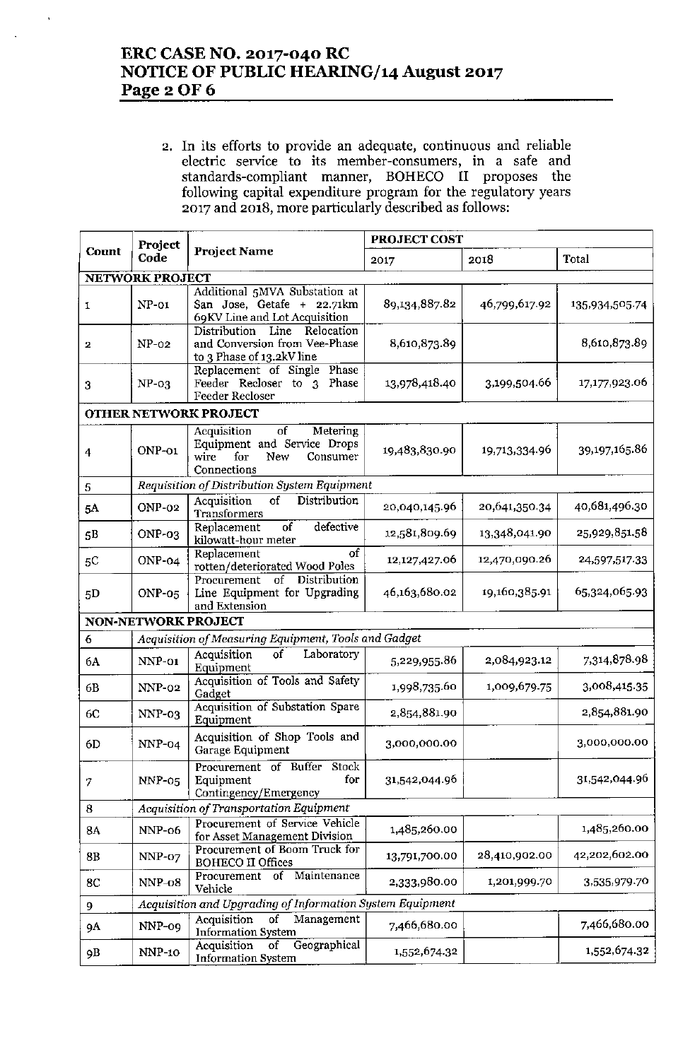2. In its efforts to provide an adequate, continuous and reliable electric service to its member-consumers, in a safe and standards-compliant manner, BOHECO II proposes the following capital expenditure program for the regulatory years 2017 and 2018, more particularly described as follows:

| Count | Project Code | Project Name | PROJECT COST | | |
|---|---|---|---|---|---|
| | | | 2017 | 2018 | Total |
| **NETWORK PROJECT** | | | | | |
| 1 | NP-01 | Additional 5MVA Substation at San Jose, Getafe + 22.71km 69KV Line and Lot Acquisition | 89,134,887.82 | 46,799,617.92 | 135,934,505.74 |
| 2 | NP-02 | Distribution Line Relocation and Conversion from Vee-Phase to 3 Phase of 13.2kV line | 8,610,873.89 | | 8,610,873.89 |
| 3 | NP-03 | Replacement of Single Phase Feeder Recloser to 3 Phase Feeder Recloser | 13,978,418.40 | 3,199,504.66 | 17,177,923.06 |
| **OTHER NETWORK PROJECT** | | | | | |
| 4 | ONP-01 | Acquisition of Metering Equipment and Service Drops wire for New Consumer Connections | 19,483,830.90 | 19,713,334.96 | 39,197,165.86 |
| 5 | *Requisition of Distribution System Equipment* | | | | |
| 5A | ONP-02 | Acquisition of Distribution Transformers | 20,040,145.96 | 20,641,350.34 | 40,681,496.30 |
| 5B | ONP-03 | Replacement of defective kilowatt-hour meter | 12,581,809.69 | 13,348,041.90 | 25,929,851.58 |
| 5C | ONP-04 | Replacement of rotten/deteriorated Wood Poles | 12,127,427.06 | 12,470,090.26 | 24,597,517.33 |
| 5D | ONP-05 | Procurement of Distribution Line Equipment for Upgrading and Extension | 46,163,680.02 | 19,160,385.91 | 65,324,065.93 |
| **NON-NETWORK PROJECT** | | | | | |
| 6 | *Acquisition of Measuring Equipment, Tools and Gadget* | | | | |
| 6A | NNP-01 | Acquisition of Laboratory Equipment | 5,229,955.86 | 2,084,923.12 | 7,314,878.98 |
| 6B | NNP-02 | Acquisition of Tools and Safety Gadget | 1,998,735.60 | 1,009,679.75 | 3,008,415.35 |
| 6C | NNP-03 | Acquisition of Substation Spare Equipment | 2,854,881.90 | | 2,854,881.90 |
| 6D | NNP-04 | Acquisition of Shop Tools and Garage Equipment | 3,000,000.00 | | 3,000,000.00 |
| 7 | NNP-05 | Procurement of Buffer Stock Equipment for Contingency/Emergency | 31,542,044.96 | | 31,542,044.96 |
| 8 | *Acquisition of Transportation Equipment* | | | | |
| 8A | NNP-06 | Procurement of Service Vehicle for Asset Management Division | 1,485,260.00 | | 1,485,260.00 |
| 8B | NNP-07 | Procurement of Boom Truck for BOHECO II Offices | 13,791,700.00 | 28,410,902.00 | 42,202,602.00 |
| 8C | NNP-08 | Procurement of Maintenance Vehicle | 2,333,980.00 | 1,201,999.70 | 3,535,979.70 |
| 9 | *Acquisition and Upgrading of Information System Equipment* | | | | |
| 9A | NNP-09 | Acquisition of Management Information System | 7,466,680.00 | | 7,466,680.00 |
| 9B | NNP-10 | Acquisition of Geographical Information System | 1,552,674.32 | | 1,552,674.32 |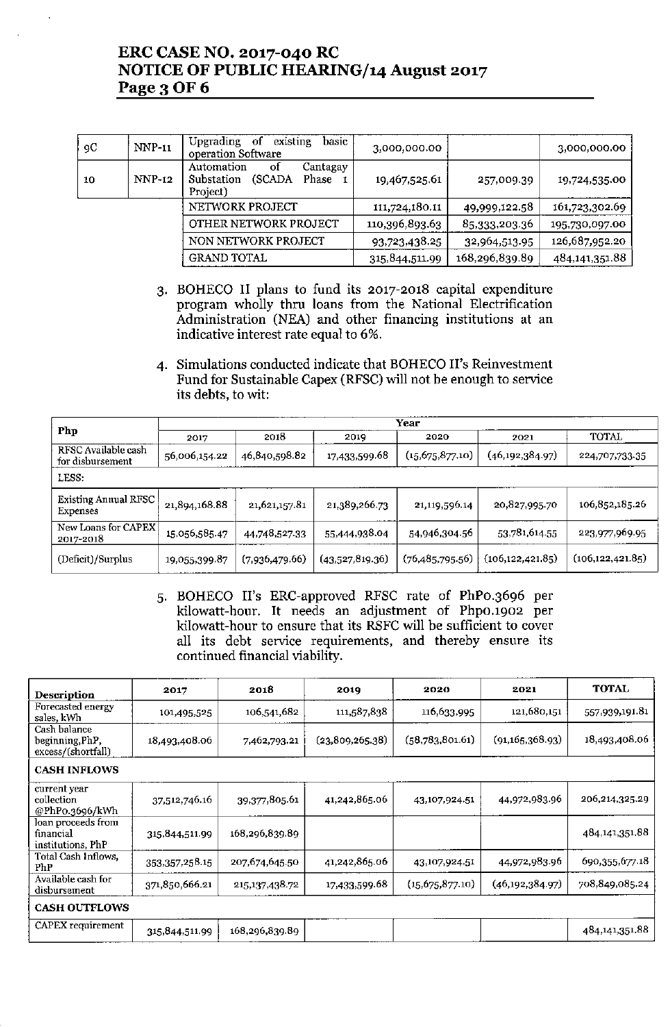| 9C | NNP-11 | Upgrading of existing basic operation Software | 3,000,000.00 | | 3,000,000.00 |
|---|---|---|---|---|---|
| 10 | NNP-12 | Automation of Cantagay Substation (SCADA Phase 1 Project) | 19,467,525.61 | 257,009.39 | 19,724,535.00 |
| | | NETWORK PROJECT | 111,724,180.11 | 49,999,122.58 | 161,723,302.69 |
| | | OTHER NETWORK PROJECT | 110,396,893.63 | 85,333,203.36 | 195,730,097.00 |
| | | NON NETWORK PROJECT | 93,723,438.25 | 32,964,513.95 | 126,687,952.20 |
| | | GRAND TOTAL | 315,844,511.99 | 168,296,839.89 | 484,141,351.88 |

3. BOHECO II plans to fund its 2017-2018 capital expenditure program wholly thru loans from the National Electrification Administration (NEA) and other financing institutions at an indicative interest rate equal to 6%.

4. Simulations conducted indicate that BOHECO II's Reinvestment Fund for Sustainable Capex (RFSC) will not be enough to service its debts, to wit:

| Php | Year | | | | | |
|---|---|---|---|---|---|---|
| | 2017 | 2018 | 2019 | 2020 | 2021 | TOTAL |
| RFSC Available cash for disbursement | 56,006,154.22 | 46,840,598.82 | 17,433,599.68 | (15,675,877.10) | (46,192,384.97) | 224,707,733.35 |
| LESS: | | | | | | |
| Existing Annual RFSC Expenses | 21,894,168.88 | 21,621,157.81 | 21,389,266.73 | 21,119,596.14 | 20,827,995.70 | 106,852,185.26 |
| New Loans for CAPEX 2017-2018 | 15,056,585.47 | 44,748,527.33 | 55,444,938.04 | 54,946,304.56 | 53,781,614.55 | 223,977,969.95 |
| (Deficit)/Surplus | 19,055,399.87 | (7,936,479.66) | (43,527,819.36) | (76,485,795.56) | (106,122,421.85) | (106,122,421.85) |

5. BOHECO II's ERC-approved RFSC rate of PhP0.3696 per kilowatt-hour. It needs an adjustment of Php0.1902 per kilowatt-hour to ensure that its RSFC will be sufficient to cover all its debt service requirements, and thereby ensure its continued financial viability.

| Description | 2017 | 2018 | 2019 | 2020 | 2021 | TOTAL |
|---|---|---|---|---|---|---|
| Forecasted energy sales, kWh | 101,495,525 | 106,541,682 | 111,587,838 | 116,633,995 | 121,680,151 | 557,939,191.81 |
| Cash balance beginning,PhP, excess/(shortfall) | 18,493,408.06 | 7,462,793.21 | (23,809,265.38) | (58,783,801.61) | (91,165,368.93) | 18,493,408.06 |
| **CASH INFLOWS** | | | | | | |
| current year collection @PhP0.3696/kWh | 37,512,746.16 | 39,377,805.61 | 41,242,865.06 | 43,107,924.51 | 44,972,983.96 | 206,214,325.29 |
| loan proceeds from financial institutions, PhP | 315,844,511.99 | 168,296,839.89 | | | | 484,141,351.88 |
| Total Cash Inflows, PhP | 353,357,258.15 | 207,674,645.50 | 41,242,865.06 | 43,107,924.51 | 44,972,983.96 | 690,355,677.18 |
| Available cash for disbursement | 371,850,666.21 | 215,137,438.72 | 17,433,599.68 | (15,675,877.10) | (46,192,384.97) | 708,849,085.24 |
| **CASH OUTFLOWS** | | | | | | |
| CAPEX requirement | 315,844,511.99 | 168,296,839.89 | | | | 484,141,351.88 |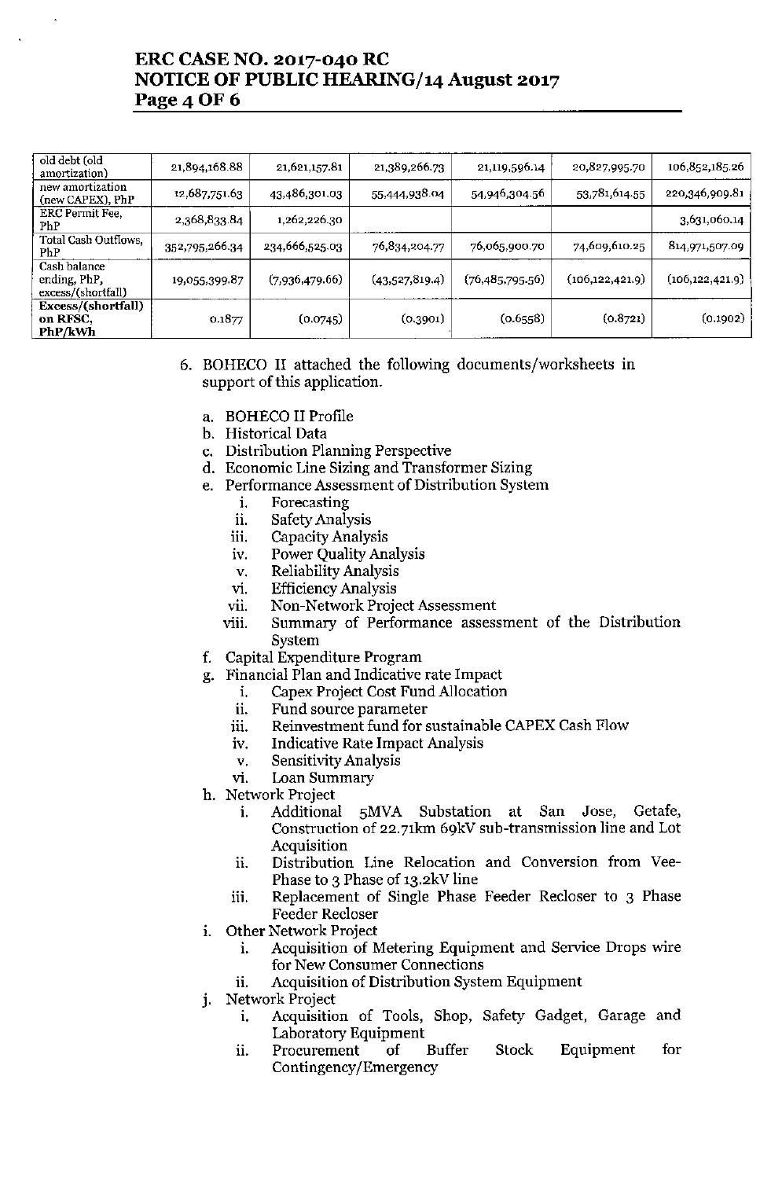| old debt (old amortization) | 21,894,168.88 | 21,621,157.81 | 21,389,266.73 | 21,119,596.14 | 20,827,995.70 | 106,852,185.26 |
|---|---|---|---|---|---|---|
| new amortization (new CAPEX), PhP | 12,687,751.63 | 43,486,301.03 | 55,444,938.04 | 54,946,304.56 | 53,781,614.55 | 220,346,909.81 |
| ERC Permit Fee, PhP | 2,368,833.84 | 1,262,226.30 | | | | 3,631,060.14 |
| Total Cash Outflows, PhP | 352,795,266.34 | 234,666,525.03 | 76,834,204.77 | 76,065,900.70 | 74,609,610.25 | 814,971,507.09 |
| Cash balance ending, PhP, excess/(shortfall) | 19,055,399.87 | (7,936,479.66) | (43,527,819.4) | (76,485,795.56) | (106,122,421.9) | (106,122,421.9) |
| **Excess/(shortfall) on RFSC, PhP/kWh** | 0.1877 | (0.0745) | (0.3901) | (0.6558) | (0.8721) | (0.1902) |

6. BOHECO II attached the following documents/worksheets in support of this application.

   a. BOHECO II Profile
   b. Historical Data
   c. Distribution Planning Perspective
   d. Economic Line Sizing and Transformer Sizing
   e. Performance Assessment of Distribution System
      i. Forecasting
      ii. Safety Analysis
      iii. Capacity Analysis
      iv. Power Quality Analysis
      v. Reliability Analysis
      vi. Efficiency Analysis
      vii. Non-Network Project Assessment
      viii. Summary of Performance assessment of the Distribution System
   f. Capital Expenditure Program
   g. Financial Plan and Indicative rate Impact
      i. Capex Project Cost Fund Allocation
      ii. Fund source parameter
      iii. Reinvestment fund for sustainable CAPEX Cash Flow
      iv. Indicative Rate Impact Analysis
      v. Sensitivity Analysis
      vi. Loan Summary
   h. Network Project
      i. Additional 5MVA Substation at San Jose, Getafe, Construction of 22.71km 69kV sub-transmission line and Lot Acquisition
      ii. Distribution Line Relocation and Conversion from Vee-Phase to 3 Phase of 13.2kV line
      iii. Replacement of Single Phase Feeder Recloser to 3 Phase Feeder Recloser
   i. Other Network Project
      i. Acquisition of Metering Equipment and Service Drops wire for New Consumer Connections
      ii. Acquisition of Distribution System Equipment
   j. Network Project
      i. Acquisition of Tools, Shop, Safety Gadget, Garage and Laboratory Equipment
      ii. Procurement of Buffer Stock Equipment for Contingency/Emergency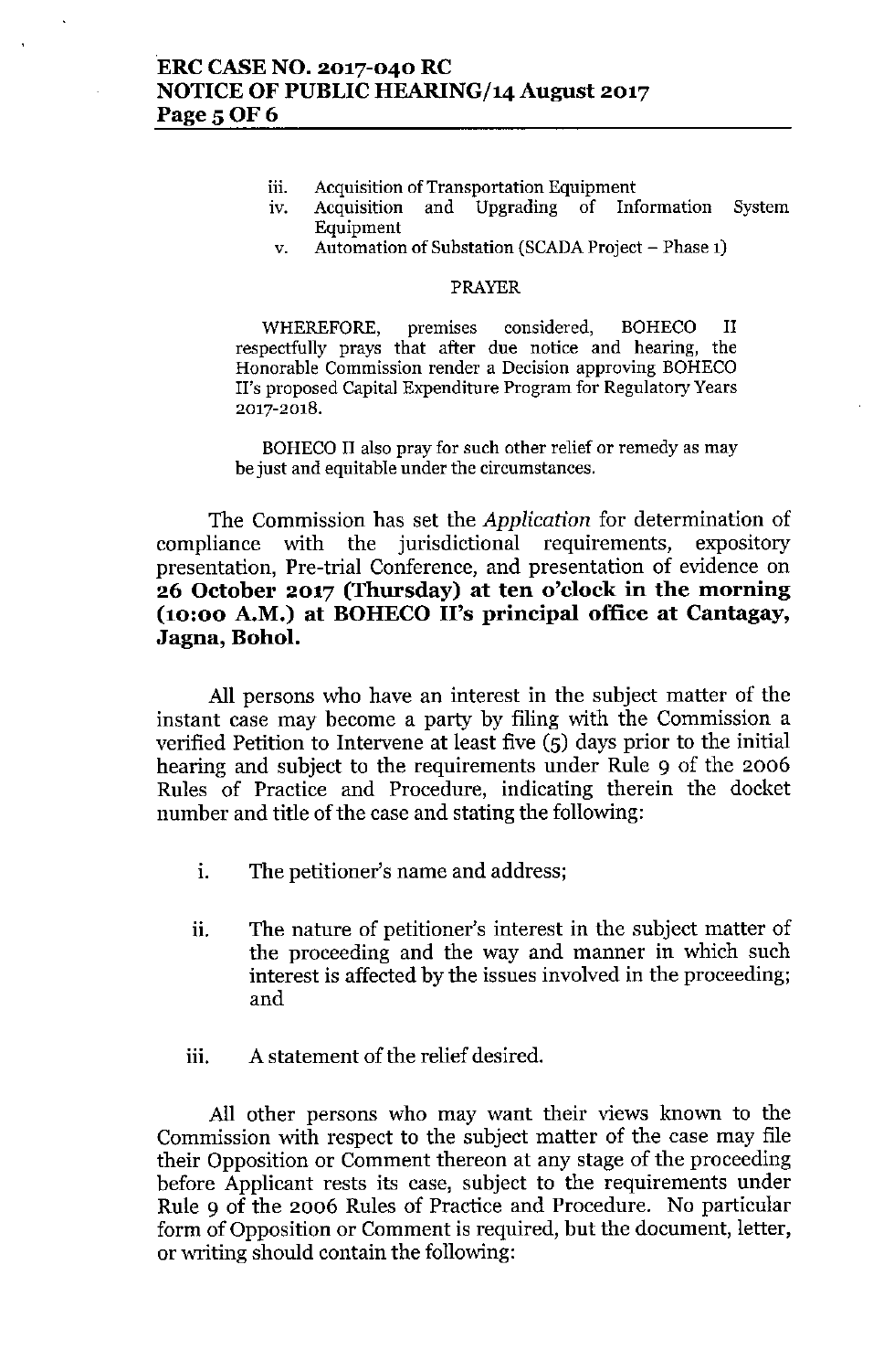iii. Acquisition of Transportation Equipment
iv. Acquisition and Upgrading of Information System Equipment
v. Automation of Substation (SCADA Project – Phase 1)

PRAYER

WHEREFORE, premises considered, BOHECO II respectfully prays that after due notice and hearing, the Honorable Commission render a Decision approving BOHECO II's proposed Capital Expenditure Program for Regulatory Years 2017-2018.

BOHECO II also pray for such other relief or remedy as may be just and equitable under the circumstances.

The Commission has set the *Application* for determination of compliance with the jurisdictional requirements, expository presentation, Pre-trial Conference, and presentation of evidence on **26 October 2017 (Thursday) at ten o'clock in the morning (10:00 A.M.) at BOHECO II's principal office at Cantagay, Jagna, Bohol.**

All persons who have an interest in the subject matter of the instant case may become a party by filing with the Commission a verified Petition to Intervene at least five (5) days prior to the initial hearing and subject to the requirements under Rule 9 of the 2006 Rules of Practice and Procedure, indicating therein the docket number and title of the case and stating the following:

i. The petitioner's name and address;

ii. The nature of petitioner's interest in the subject matter of the proceeding and the way and manner in which such interest is affected by the issues involved in the proceeding; and

iii. A statement of the relief desired.

All other persons who may want their views known to the Commission with respect to the subject matter of the case may file their Opposition or Comment thereon at any stage of the proceeding before Applicant rests its case, subject to the requirements under Rule 9 of the 2006 Rules of Practice and Procedure. No particular form of Opposition or Comment is required, but the document, letter, or writing should contain the following: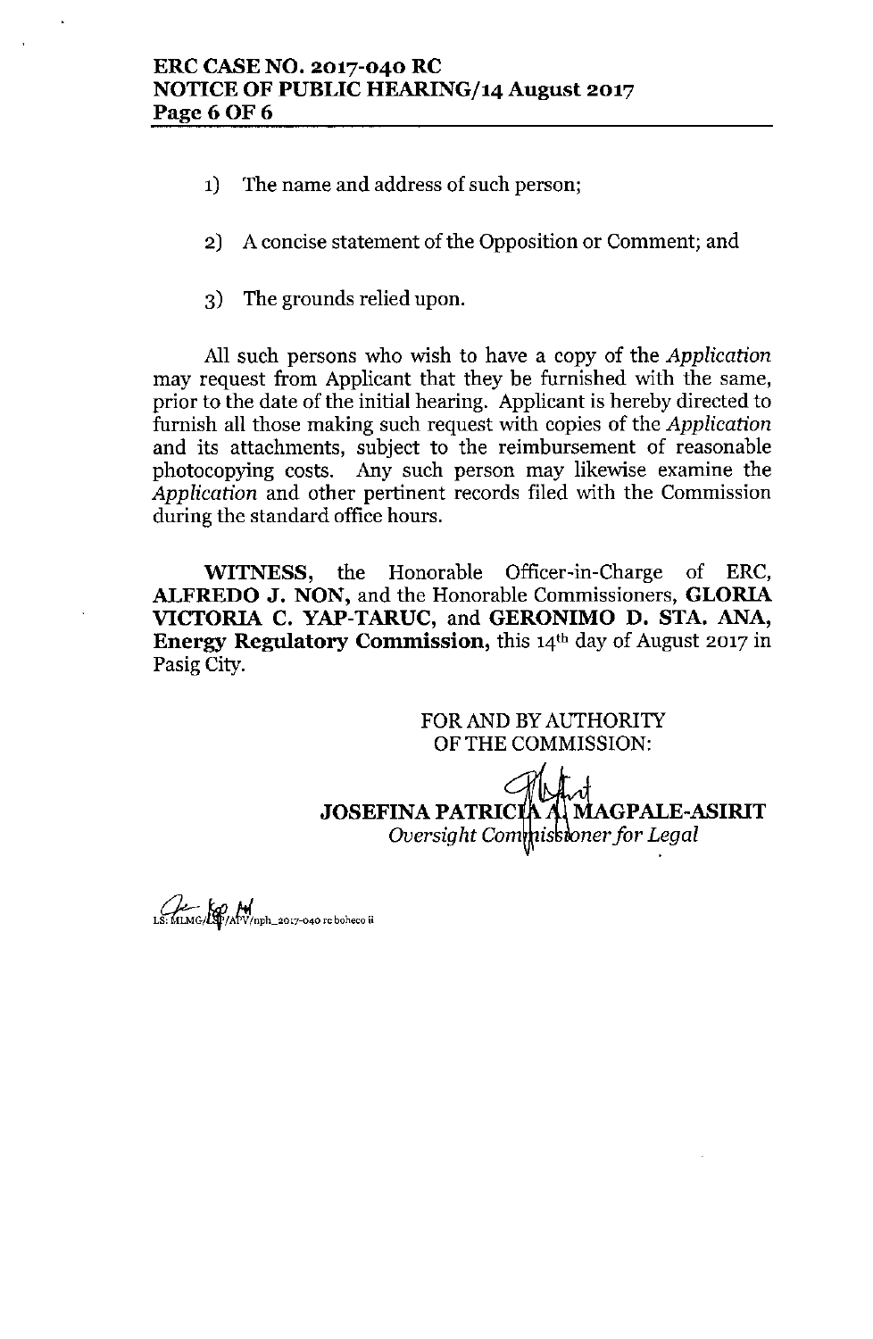1) The name and address of such person;

2) A concise statement of the Opposition or Comment; and

3) The grounds relied upon.

All such persons who wish to have a copy of the *Application* may request from Applicant that they be furnished with the same, prior to the date of the initial hearing. Applicant is hereby directed to furnish all those making such request with copies of the *Application* and its attachments, subject to the reimbursement of reasonable photocopying costs. Any such person may likewise examine the *Application* and other pertinent records filed with the Commission during the standard office hours.

**WITNESS**, the Honorable Officer-in-Charge of ERC, **ALFREDO J. NON**, and the Honorable Commissioners, **GLORIA VICTORIA C. YAP-TARUC**, and **GERONIMO D. STA. ANA**, **Energy Regulatory Commission**, this 14th day of August 2017 in Pasig City.

FOR AND BY AUTHORITY
OF THE COMMISSION:

**JOSEFINA PATRICIA A. MAGPALE-ASIRIT**
*Oversight Commissioner for Legal*

LS: MLMG/LSP/APV/nph_2017-040 rc boheco ii